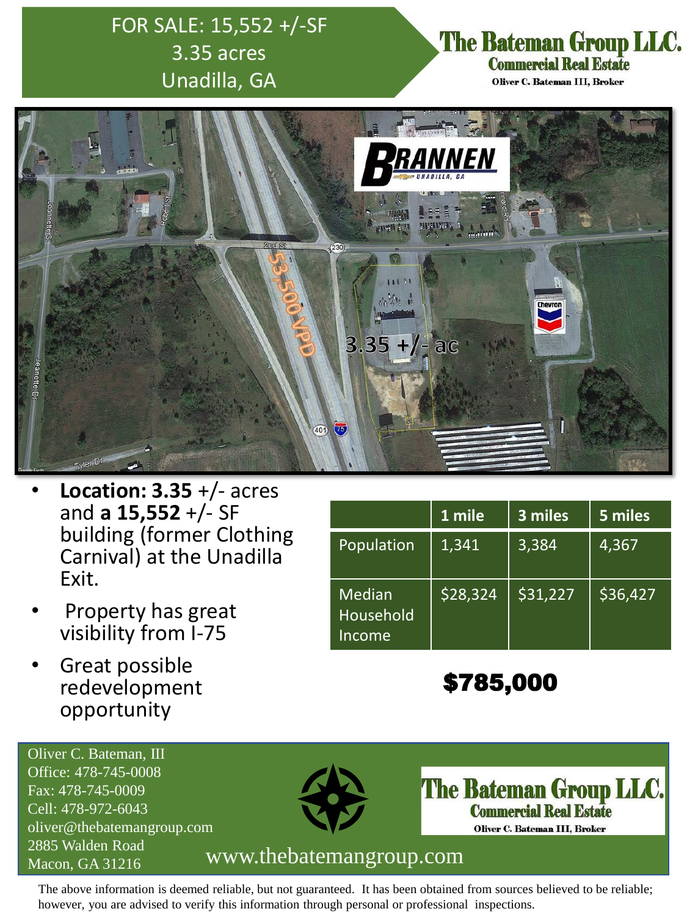# FOR SALE: 15,552 +/-SF
# 3.35 acres
# Unadilla, GA

**The Bateman Group LLC.**
**Commercial Real Estate**
Oliver C. Bateman III, Broker

- **Location: 3.35** +/- acres and **a 15,552** +/- SF building (former Clothing Carnival) at the Unadilla Exit.
- Property has great visibility from I-75
- Great possible redevelopment opportunity

| | 1 mile | 3 miles | 5 miles |
|---|---|---|---|
| Population | 1,341 | 3,384 | 4,367 |
| Median Household Income | $28,324 | $31,227 | $36,427 |

## $785,000

Oliver C. Bateman, III
Office: 478-745-0008
Fax: 478-745-0009
Cell: 478-972-6043
oliver@thebatemangroup.com
2885 Walden Road
Macon, GA 31216

**The Bateman Group LLC.**
**Commercial Real Estate**
Oliver C. Bateman III, Broker

www.thebatemangroup.com

The above information is deemed reliable, but not guaranteed. It has been obtained from sources believed to be reliable; however, you are advised to verify this information through personal or professional inspections.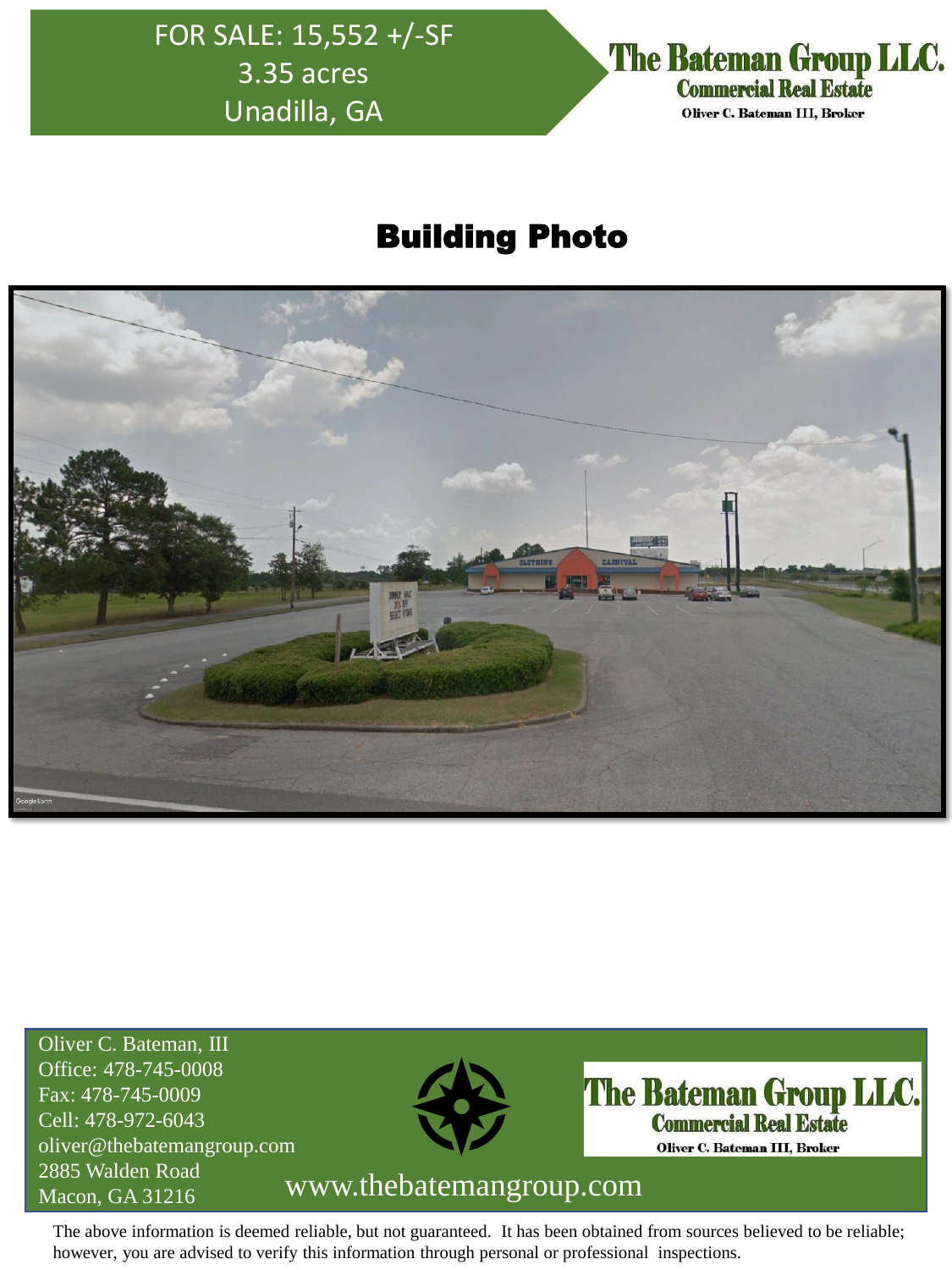FOR SALE: 15,552 +/-SF
3.35 acres
Unadilla, GA

**The Bateman Group LLC.**
**Commercial Real Estate**
**Oliver C. Bateman III, Broker**

# Building Photo

Oliver C. Bateman, III
Office: 478-745-0008
Fax: 478-745-0009
Cell: 478-972-6043
oliver@thebatemangroup.com
2885 Walden Road
Macon, GA 31216

**The Bateman Group LLC.**
**Commercial Real Estate**
**Oliver C. Bateman III, Broker**

www.thebatemangroup.com

The above information is deemed reliable, but not guaranteed. It has been obtained from sources believed to be reliable; however, you are advised to verify this information through personal or professional inspections.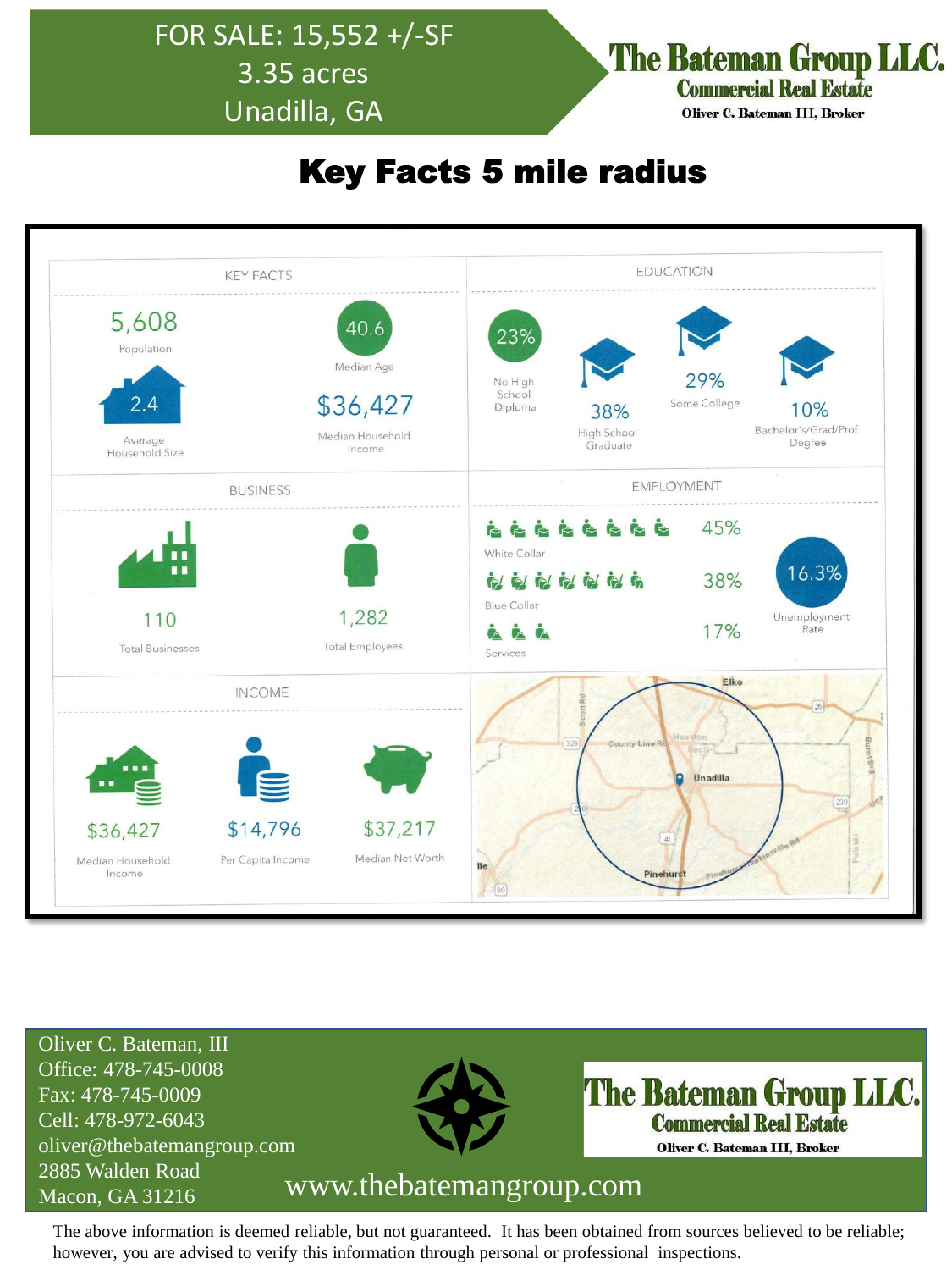FOR SALE: 15,552 +/-SF
3.35 acres
Unadilla, GA

**The Bateman Group LLC.**
**Commercial Real Estate**
**Oliver C. Bateman III, Broker**

# Key Facts 5 mile radius

## KEY FACTS

5,608
Population

40.6
Median Age

2.4
Average Household Size

$36,427
Median Household Income

## EDUCATION

23%
No High School Diploma

38%
High School Graduate

29%
Some College

10%
Bachelor's/Grad/Prof Degree

## BUSINESS

110
Total Businesses

1,282
Total Employees

## EMPLOYMENT

White Collar
45%

Blue Collar
38%

Services
17%

16.3%
Unemployment Rate

## INCOME

$36,427
Median Household Income

$14,796
Per Capita Income

$37,217
Median Net Worth

Elko
Scott Rd
329
County Line Rd
Houston
Dooly
Unadilla
230
41
26
230
Pinehurst
Pinehurst Hawkinsville Rd
Burnt Brg
Pulaski
90
lle

---

Oliver C. Bateman, III
Office: 478-745-0008
Fax: 478-745-0009
Cell: 478-972-6043
oliver@thebatemangroup.com
2885 Walden Road
Macon, GA 31216

**The Bateman Group LLC.**
**Commercial Real Estate**
**Oliver C. Bateman III, Broker**

www.thebatemangroup.com

The above information is deemed reliable, but not guaranteed. It has been obtained from sources believed to be reliable; however, you are advised to verify this information through personal or professional inspections.